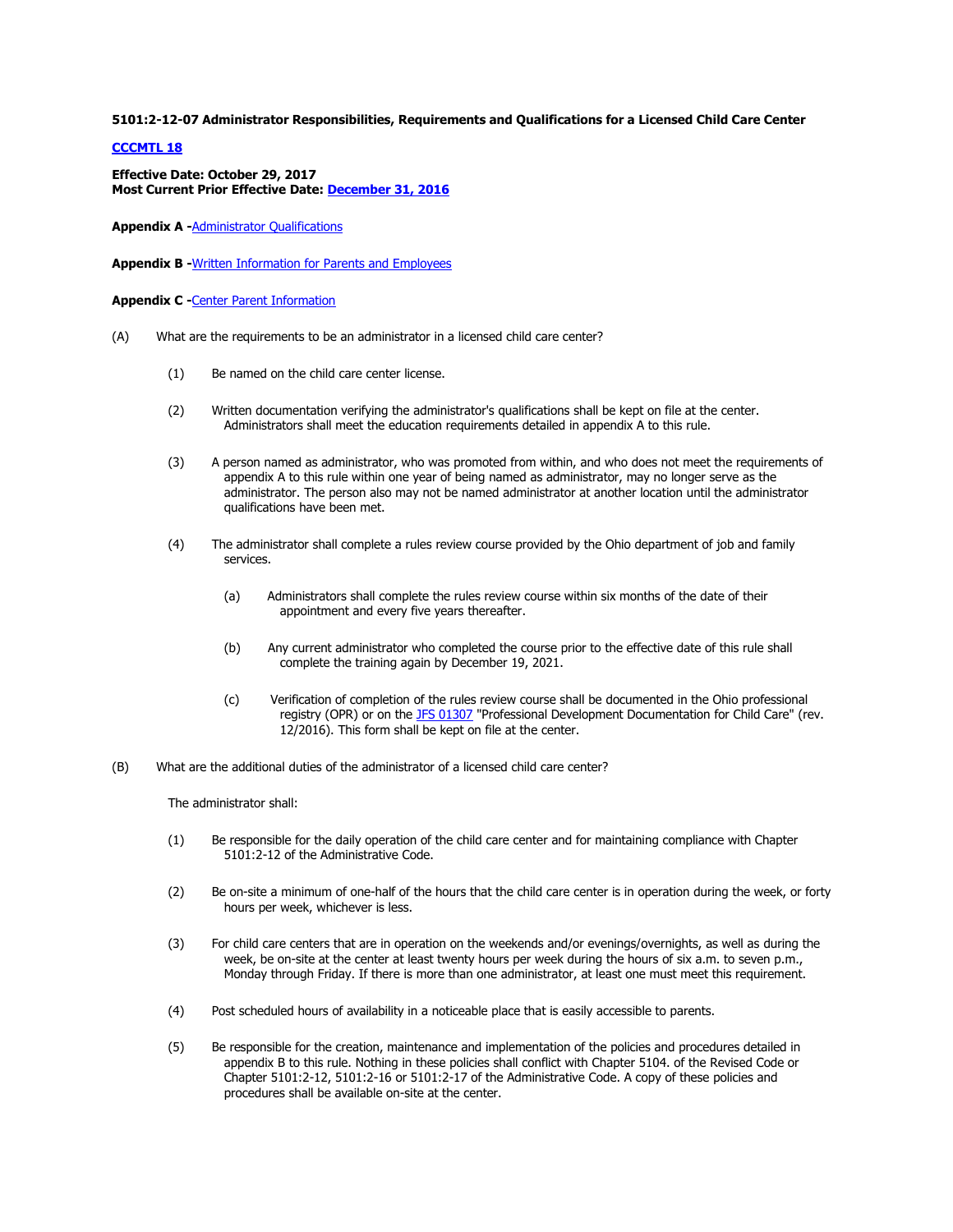**5101:2-12-07 Administrator Responsibilities, Requirements and Qualifications for a Licensed Child Care Center**

**CCCMTL 18**

**Effective Date: October 29, 2017**
**Most Current Prior Effective Date: December 31, 2016**

**Appendix A -** Administrator Qualifications

**Appendix B -** Written Information for Parents and Employees

**Appendix C -** Center Parent Information

(A) What are the requirements to be an administrator in a licensed child care center?

(1) Be named on the child care center license.

(2) Written documentation verifying the administrator's qualifications shall be kept on file at the center. Administrators shall meet the education requirements detailed in appendix A to this rule.

(3) A person named as administrator, who was promoted from within, and who does not meet the requirements of appendix A to this rule within one year of being named as administrator, may no longer serve as the administrator. The person also may not be named administrator at another location until the administrator qualifications have been met.

(4) The administrator shall complete a rules review course provided by the Ohio department of job and family services.

(a) Administrators shall complete the rules review course within six months of the date of their appointment and every five years thereafter.

(b) Any current administrator who completed the course prior to the effective date of this rule shall complete the training again by December 19, 2021.

(c) Verification of completion of the rules review course shall be documented in the Ohio professional registry (OPR) or on the JFS 01307 "Professional Development Documentation for Child Care" (rev. 12/2016). This form shall be kept on file at the center.

(B) What are the additional duties of the administrator of a licensed child care center?

The administrator shall:

(1) Be responsible for the daily operation of the child care center and for maintaining compliance with Chapter 5101:2-12 of the Administrative Code.

(2) Be on-site a minimum of one-half of the hours that the child care center is in operation during the week, or forty hours per week, whichever is less.

(3) For child care centers that are in operation on the weekends and/or evenings/overnights, as well as during the week, be on-site at the center at least twenty hours per week during the hours of six a.m. to seven p.m., Monday through Friday. If there is more than one administrator, at least one must meet this requirement.

(4) Post scheduled hours of availability in a noticeable place that is easily accessible to parents.

(5) Be responsible for the creation, maintenance and implementation of the policies and procedures detailed in appendix B to this rule. Nothing in these policies shall conflict with Chapter 5104. of the Revised Code or Chapter 5101:2-12, 5101:2-16 or 5101:2-17 of the Administrative Code. A copy of these policies and procedures shall be available on-site at the center.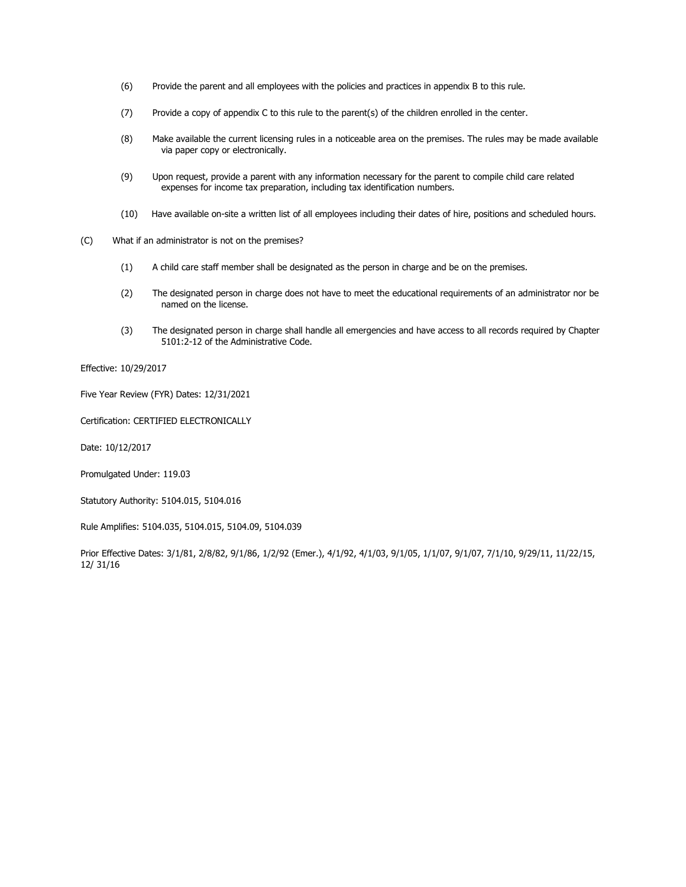(6) Provide the parent and all employees with the policies and practices in appendix B to this rule.

(7) Provide a copy of appendix C to this rule to the parent(s) of the children enrolled in the center.

(8) Make available the current licensing rules in a noticeable area on the premises. The rules may be made available via paper copy or electronically.

(9) Upon request, provide a parent with any information necessary for the parent to compile child care related expenses for income tax preparation, including tax identification numbers.

(10) Have available on-site a written list of all employees including their dates of hire, positions and scheduled hours.

(C) What if an administrator is not on the premises?

(1) A child care staff member shall be designated as the person in charge and be on the premises.

(2) The designated person in charge does not have to meet the educational requirements of an administrator nor be named on the license.

(3) The designated person in charge shall handle all emergencies and have access to all records required by Chapter 5101:2-12 of the Administrative Code.

Effective: 10/29/2017

Five Year Review (FYR) Dates: 12/31/2021

Certification: CERTIFIED ELECTRONICALLY

Date: 10/12/2017

Promulgated Under: 119.03

Statutory Authority: 5104.015, 5104.016

Rule Amplifies: 5104.035, 5104.015, 5104.09, 5104.039

Prior Effective Dates: 3/1/81, 2/8/82, 9/1/86, 1/2/92 (Emer.), 4/1/92, 4/1/03, 9/1/05, 1/1/07, 9/1/07, 7/1/10, 9/29/11, 11/22/15, 12/ 31/16